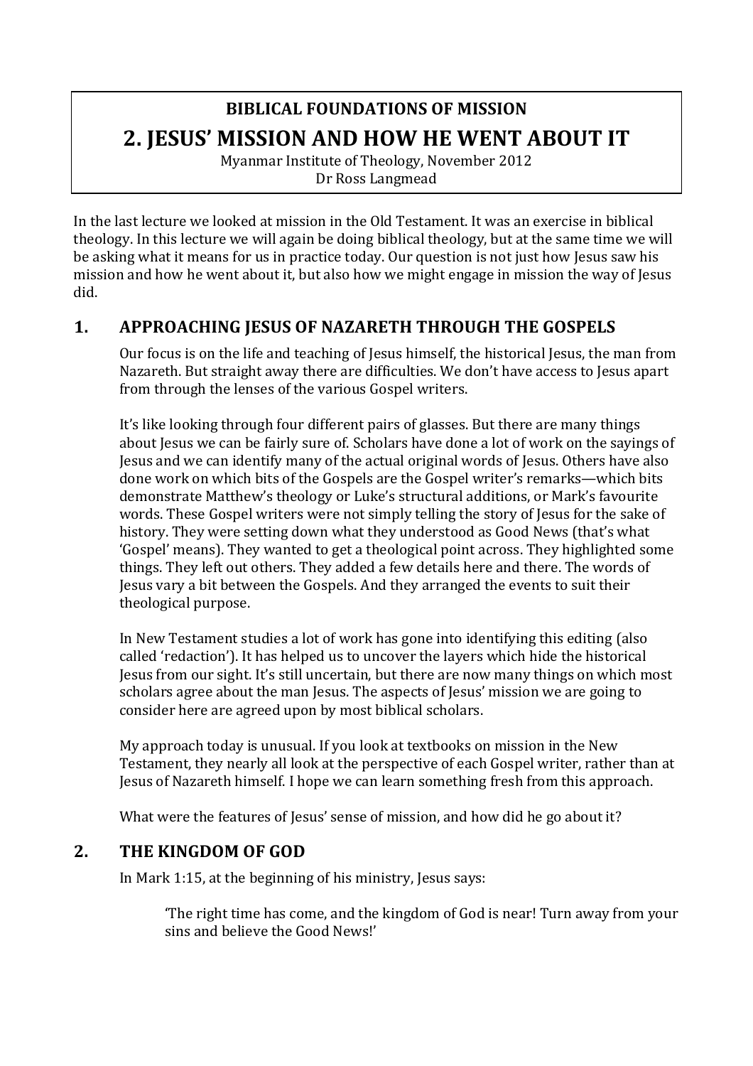**BIBLICAL FOUNDATIONS OF MISSION**

# 2. JESUS' MISSION AND HOW HE WENT ABOUT IT

Myanmar Institute of Theology, November 2012
Dr Ross Langmead

In the last lecture we looked at mission in the Old Testament. It was an exercise in biblical theology. In this lecture we will again be doing biblical theology, but at the same time we will be asking what it means for us in practice today. Our question is not just how Jesus saw his mission and how he went about it, but also how we might engage in mission the way of Jesus did.

## 1. APPROACHING JESUS OF NAZARETH THROUGH THE GOSPELS

Our focus is on the life and teaching of Jesus himself, the historical Jesus, the man from Nazareth. But straight away there are difficulties. We don't have access to Jesus apart from through the lenses of the various Gospel writers.

It's like looking through four different pairs of glasses. But there are many things about Jesus we can be fairly sure of. Scholars have done a lot of work on the sayings of Jesus and we can identify many of the actual original words of Jesus. Others have also done work on which bits of the Gospels are the Gospel writer's remarks—which bits demonstrate Matthew's theology or Luke's structural additions, or Mark's favourite words. These Gospel writers were not simply telling the story of Jesus for the sake of history. They were setting down what they understood as Good News (that's what 'Gospel' means). They wanted to get a theological point across. They highlighted some things. They left out others. They added a few details here and there. The words of Jesus vary a bit between the Gospels. And they arranged the events to suit their theological purpose.

In New Testament studies a lot of work has gone into identifying this editing (also called 'redaction'). It has helped us to uncover the layers which hide the historical Jesus from our sight. It's still uncertain, but there are now many things on which most scholars agree about the man Jesus. The aspects of Jesus' mission we are going to consider here are agreed upon by most biblical scholars.

My approach today is unusual. If you look at textbooks on mission in the New Testament, they nearly all look at the perspective of each Gospel writer, rather than at Jesus of Nazareth himself. I hope we can learn something fresh from this approach.

What were the features of Jesus' sense of mission, and how did he go about it?

## 2. THE KINGDOM OF GOD

In Mark 1:15, at the beginning of his ministry, Jesus says:

> 'The right time has come, and the kingdom of God is near! Turn away from your sins and believe the Good News!'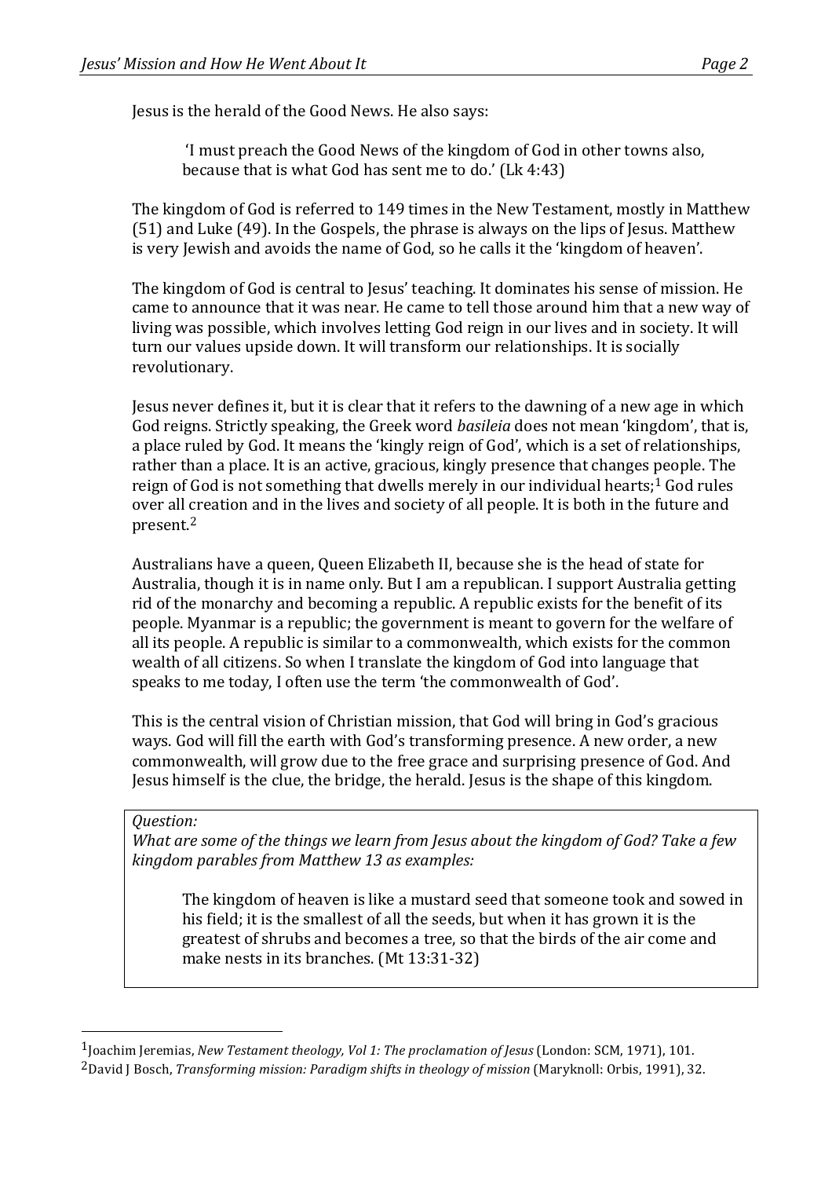Jesus is the herald of the Good News. He also says:

> 'I must preach the Good News of the kingdom of God in other towns also, because that is what God has sent me to do.' (Lk 4:43)

The kingdom of God is referred to 149 times in the New Testament, mostly in Matthew (51) and Luke (49). In the Gospels, the phrase is always on the lips of Jesus. Matthew is very Jewish and avoids the name of God, so he calls it the 'kingdom of heaven'.

The kingdom of God is central to Jesus' teaching. It dominates his sense of mission. He came to announce that it was near. He came to tell those around him that a new way of living was possible, which involves letting God reign in our lives and in society. It will turn our values upside down. It will transform our relationships. It is socially revolutionary.

Jesus never defines it, but it is clear that it refers to the dawning of a new age in which God reigns. Strictly speaking, the Greek word *basileia* does not mean 'kingdom', that is, a place ruled by God. It means the 'kingly reign of God', which is a set of relationships, rather than a place. It is an active, gracious, kingly presence that changes people. The reign of God is not something that dwells merely in our individual hearts;[1] God rules over all creation and in the lives and society of all people. It is both in the future and present.[2]

Australians have a queen, Queen Elizabeth II, because she is the head of state for Australia, though it is in name only. But I am a republican. I support Australia getting rid of the monarchy and becoming a republic. A republic exists for the benefit of its people. Myanmar is a republic; the government is meant to govern for the welfare of all its people. A republic is similar to a commonwealth, which exists for the common wealth of all citizens. So when I translate the kingdom of God into language that speaks to me today, I often use the term 'the commonwealth of God'.

This is the central vision of Christian mission, that God will bring in God's gracious ways. God will fill the earth with God's transforming presence. A new order, a new commonwealth, will grow due to the free grace and surprising presence of God. And Jesus himself is the clue, the bridge, the herald. Jesus is the shape of this kingdom.

*Question:*
*What are some of the things we learn from Jesus about the kingdom of God? Take a few kingdom parables from Matthew 13 as examples:*

> The kingdom of heaven is like a mustard seed that someone took and sowed in his field; it is the smallest of all the seeds, but when it has grown it is the greatest of shrubs and becomes a tree, so that the birds of the air come and make nests in its branches. (Mt 13:31-32)

---

[1] Joachim Jeremias, *New Testament theology, Vol 1: The proclamation of Jesus* (London: SCM, 1971), 101.

[2] David J Bosch, *Transforming mission: Paradigm shifts in theology of mission* (Maryknoll: Orbis, 1991), 32.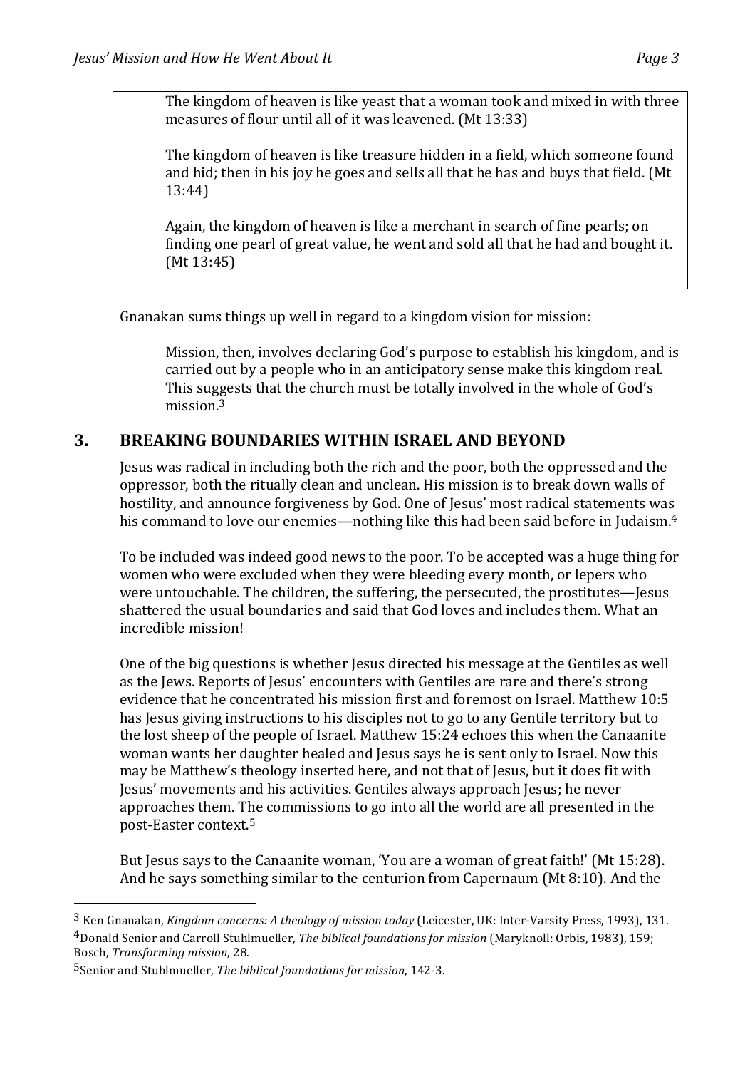> The kingdom of heaven is like yeast that a woman took and mixed in with three measures of flour until all of it was leavened. (Mt 13:33)
>
> The kingdom of heaven is like treasure hidden in a field, which someone found and hid; then in his joy he goes and sells all that he has and buys that field. (Mt 13:44)
>
> Again, the kingdom of heaven is like a merchant in search of fine pearls; on finding one pearl of great value, he went and sold all that he had and bought it. (Mt 13:45)

Gnanakan sums things up well in regard to a kingdom vision for mission:

> Mission, then, involves declaring God's purpose to establish his kingdom, and is carried out by a people who in an anticipatory sense make this kingdom real. This suggests that the church must be totally involved in the whole of God's mission.[3]

## 3. BREAKING BOUNDARIES WITHIN ISRAEL AND BEYOND

Jesus was radical in including both the rich and the poor, both the oppressed and the oppressor, both the ritually clean and unclean. His mission is to break down walls of hostility, and announce forgiveness by God. One of Jesus' most radical statements was his command to love our enemies—nothing like this had been said before in Judaism.[4]

To be included was indeed good news to the poor. To be accepted was a huge thing for women who were excluded when they were bleeding every month, or lepers who were untouchable. The children, the suffering, the persecuted, the prostitutes—Jesus shattered the usual boundaries and said that God loves and includes them. What an incredible mission!

One of the big questions is whether Jesus directed his message at the Gentiles as well as the Jews. Reports of Jesus' encounters with Gentiles are rare and there's strong evidence that he concentrated his mission first and foremost on Israel. Matthew 10:5 has Jesus giving instructions to his disciples not to go to any Gentile territory but to the lost sheep of the people of Israel. Matthew 15:24 echoes this when the Canaanite woman wants her daughter healed and Jesus says he is sent only to Israel. Now this may be Matthew's theology inserted here, and not that of Jesus, but it does fit with Jesus' movements and his activities. Gentiles always approach Jesus; he never approaches them. The commissions to go into all the world are all presented in the post-Easter context.[5]

But Jesus says to the Canaanite woman, 'You are a woman of great faith!' (Mt 15:28). And he says something similar to the centurion from Capernaum (Mt 8:10). And the

---

[3] Ken Gnanakan, *Kingdom concerns: A theology of mission today* (Leicester, UK: Inter-Varsity Press, 1993), 131.

[4] Donald Senior and Carroll Stuhlmueller, *The biblical foundations for mission* (Maryknoll: Orbis, 1983), 159; Bosch, *Transforming mission*, 28.

[5] Senior and Stuhlmueller, *The biblical foundations for mission*, 142-3.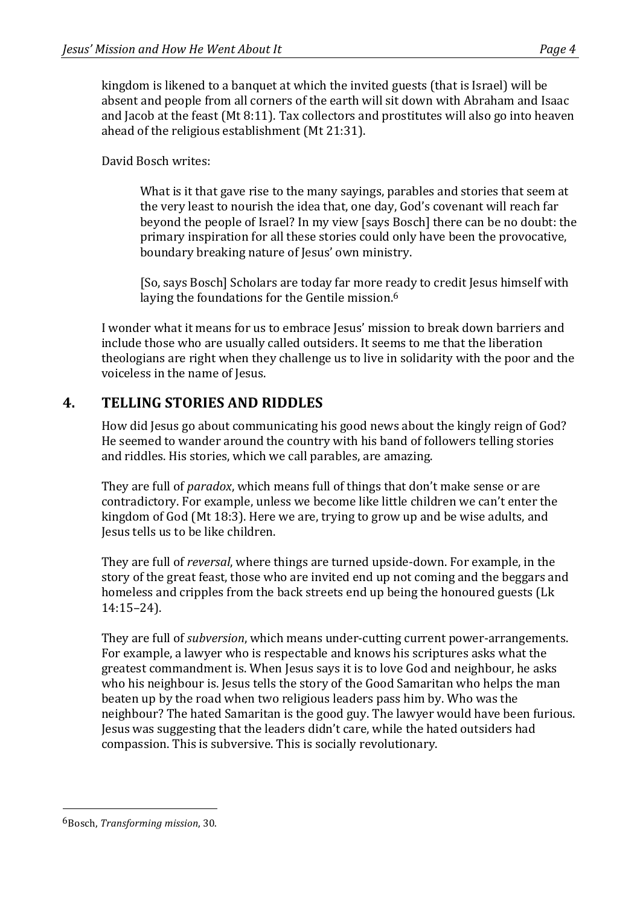kingdom is likened to a banquet at which the invited guests (that is Israel) will be absent and people from all corners of the earth will sit down with Abraham and Isaac and Jacob at the feast (Mt 8:11). Tax collectors and prostitutes will also go into heaven ahead of the religious establishment (Mt 21:31).

David Bosch writes:

> What is it that gave rise to the many sayings, parables and stories that seem at the very least to nourish the idea that, one day, God's covenant will reach far beyond the people of Israel? In my view [says Bosch] there can be no doubt: the primary inspiration for all these stories could only have been the provocative, boundary breaking nature of Jesus' own ministry.
>
> [So, says Bosch] Scholars are today far more ready to credit Jesus himself with laying the foundations for the Gentile mission.[6]

I wonder what it means for us to embrace Jesus' mission to break down barriers and include those who are usually called outsiders. It seems to me that the liberation theologians are right when they challenge us to live in solidarity with the poor and the voiceless in the name of Jesus.

## 4. TELLING STORIES AND RIDDLES

How did Jesus go about communicating his good news about the kingly reign of God? He seemed to wander around the country with his band of followers telling stories and riddles. His stories, which we call parables, are amazing.

They are full of *paradox*, which means full of things that don't make sense or are contradictory. For example, unless we become like little children we can't enter the kingdom of God (Mt 18:3). Here we are, trying to grow up and be wise adults, and Jesus tells us to be like children.

They are full of *reversal*, where things are turned upside-down. For example, in the story of the great feast, those who are invited end up not coming and the beggars and homeless and cripples from the back streets end up being the honoured guests (Lk 14:15–24).

They are full of *subversion*, which means under-cutting current power-arrangements. For example, a lawyer who is respectable and knows his scriptures asks what the greatest commandment is. When Jesus says it is to love God and neighbour, he asks who his neighbour is. Jesus tells the story of the Good Samaritan who helps the man beaten up by the road when two religious leaders pass him by. Who was the neighbour? The hated Samaritan is the good guy. The lawyer would have been furious. Jesus was suggesting that the leaders didn't care, while the hated outsiders had compassion. This is subversive. This is socially revolutionary.

---

[6] Bosch, *Transforming mission*, 30.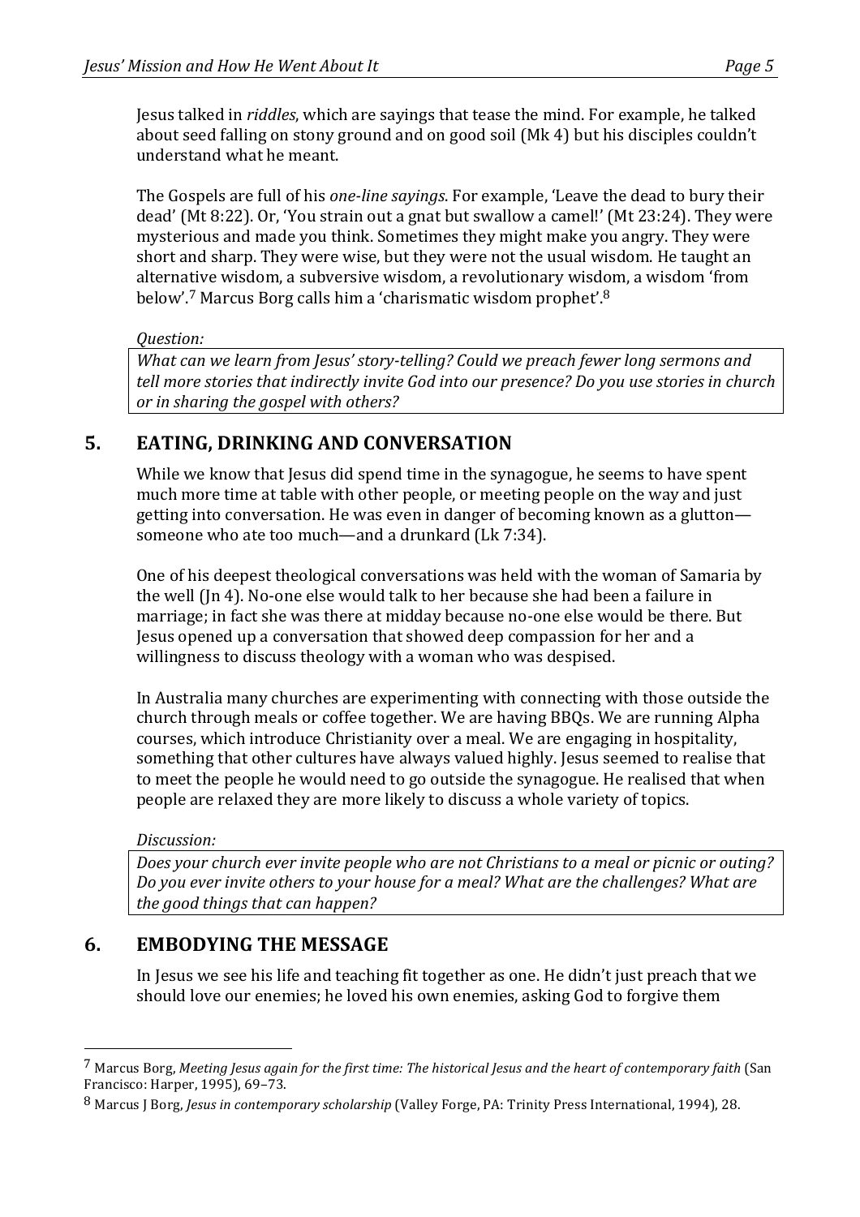Jesus talked in *riddles*, which are sayings that tease the mind. For example, he talked about seed falling on stony ground and on good soil (Mk 4) but his disciples couldn't understand what he meant.

The Gospels are full of his *one-line sayings*. For example, 'Leave the dead to bury their dead' (Mt 8:22). Or, 'You strain out a gnat but swallow a camel!' (Mt 23:24). They were mysterious and made you think. Sometimes they might make you angry. They were short and sharp. They were wise, but they were not the usual wisdom. He taught an alternative wisdom, a subversive wisdom, a revolutionary wisdom, a wisdom 'from below'.[7] Marcus Borg calls him a 'charismatic wisdom prophet'.[8]

*Question:*

> *What can we learn from Jesus' story-telling? Could we preach fewer long sermons and tell more stories that indirectly invite God into our presence? Do you use stories in church or in sharing the gospel with others?*

## 5. EATING, DRINKING AND CONVERSATION

While we know that Jesus did spend time in the synagogue, he seems to have spent much more time at table with other people, or meeting people on the way and just getting into conversation. He was even in danger of becoming known as a glutton—someone who ate too much—and a drunkard (Lk 7:34).

One of his deepest theological conversations was held with the woman of Samaria by the well (Jn 4). No-one else would talk to her because she had been a failure in marriage; in fact she was there at midday because no-one else would be there. But Jesus opened up a conversation that showed deep compassion for her and a willingness to discuss theology with a woman who was despised.

In Australia many churches are experimenting with connecting with those outside the church through meals or coffee together. We are having BBQs. We are running Alpha courses, which introduce Christianity over a meal. We are engaging in hospitality, something that other cultures have always valued highly. Jesus seemed to realise that to meet the people he would need to go outside the synagogue. He realised that when people are relaxed they are more likely to discuss a whole variety of topics.

*Discussion:*

> *Does your church ever invite people who are not Christians to a meal or picnic or outing? Do you ever invite others to your house for a meal? What are the challenges? What are the good things that can happen?*

## 6. EMBODYING THE MESSAGE

In Jesus we see his life and teaching fit together as one. He didn't just preach that we should love our enemies; he loved his own enemies, asking God to forgive them

---

[7] Marcus Borg, *Meeting Jesus again for the first time: The historical Jesus and the heart of contemporary faith* (San Francisco: Harper, 1995), 69–73.

[8] Marcus J Borg, *Jesus in contemporary scholarship* (Valley Forge, PA: Trinity Press International, 1994), 28.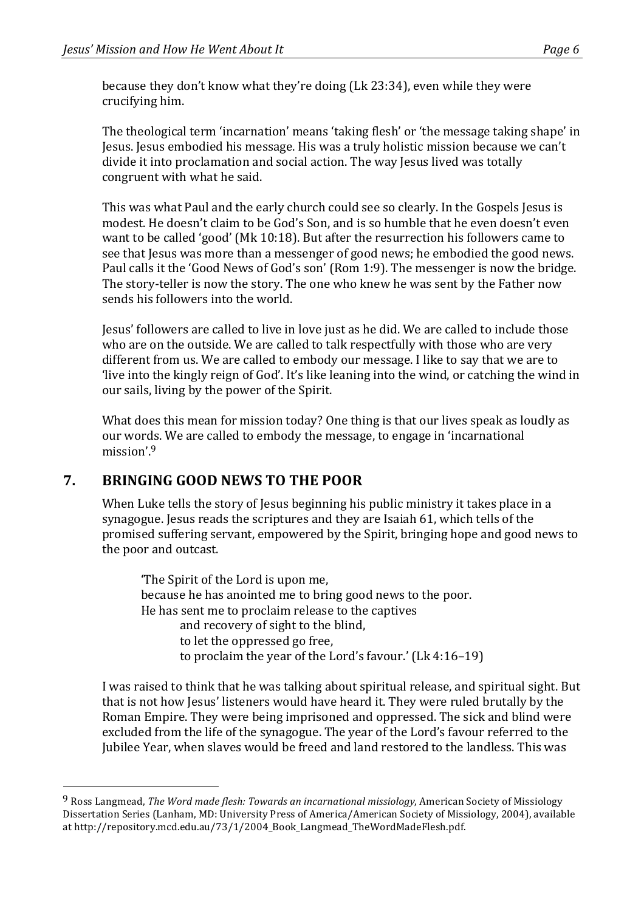because they don't know what they're doing (Lk 23:34), even while they were crucifying him.

The theological term 'incarnation' means 'taking flesh' or 'the message taking shape' in Jesus. Jesus embodied his message. His was a truly holistic mission because we can't divide it into proclamation and social action. The way Jesus lived was totally congruent with what he said.

This was what Paul and the early church could see so clearly. In the Gospels Jesus is modest. He doesn't claim to be God's Son, and is so humble that he even doesn't even want to be called 'good' (Mk 10:18). But after the resurrection his followers came to see that Jesus was more than a messenger of good news; he embodied the good news. Paul calls it the 'Good News of God's son' (Rom 1:9). The messenger is now the bridge. The story-teller is now the story. The one who knew he was sent by the Father now sends his followers into the world.

Jesus' followers are called to live in love just as he did. We are called to include those who are on the outside. We are called to talk respectfully with those who are very different from us. We are called to embody our message. I like to say that we are to 'live into the kingly reign of God'. It's like leaning into the wind, or catching the wind in our sails, living by the power of the Spirit.

What does this mean for mission today? One thing is that our lives speak as loudly as our words. We are called to embody the message, to engage in 'incarnational mission'.[9]

## 7. BRINGING GOOD NEWS TO THE POOR

When Luke tells the story of Jesus beginning his public ministry it takes place in a synagogue. Jesus reads the scriptures and they are Isaiah 61, which tells of the promised suffering servant, empowered by the Spirit, bringing hope and good news to the poor and outcast.

> 'The Spirit of the Lord is upon me,
> because he has anointed me to bring good news to the poor.
> He has sent me to proclaim release to the captives
> and recovery of sight to the blind,
> to let the oppressed go free,
> to proclaim the year of the Lord's favour.' (Lk 4:16–19)

I was raised to think that he was talking about spiritual release, and spiritual sight. But that is not how Jesus' listeners would have heard it. They were ruled brutally by the Roman Empire. They were being imprisoned and oppressed. The sick and blind were excluded from the life of the synagogue. The year of the Lord's favour referred to the Jubilee Year, when slaves would be freed and land restored to the landless. This was

---

[9] Ross Langmead, *The Word made flesh: Towards an incarnational missiology*, American Society of Missiology Dissertation Series (Lanham, MD: University Press of America/American Society of Missiology, 2004), available at http://repository.mcd.edu.au/73/1/2004_Book_Langmead_TheWordMadeFlesh.pdf.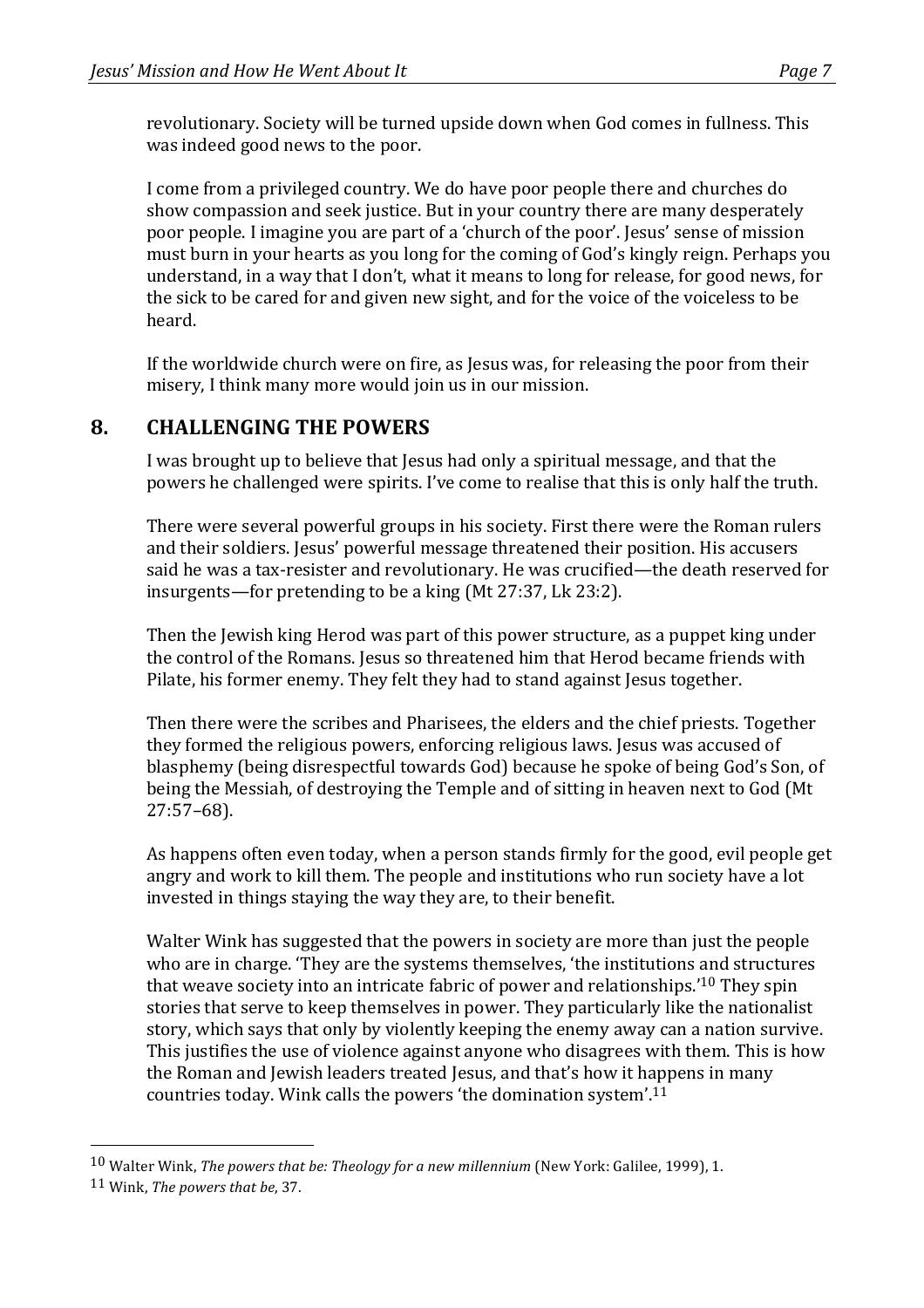revolutionary. Society will be turned upside down when God comes in fullness. This was indeed good news to the poor.

I come from a privileged country. We do have poor people there and churches do show compassion and seek justice. But in your country there are many desperately poor people. I imagine you are part of a 'church of the poor'. Jesus' sense of mission must burn in your hearts as you long for the coming of God's kingly reign. Perhaps you understand, in a way that I don't, what it means to long for release, for good news, for the sick to be cared for and given new sight, and for the voice of the voiceless to be heard.

If the worldwide church were on fire, as Jesus was, for releasing the poor from their misery, I think many more would join us in our mission.

## 8. CHALLENGING THE POWERS

I was brought up to believe that Jesus had only a spiritual message, and that the powers he challenged were spirits. I've come to realise that this is only half the truth.

There were several powerful groups in his society. First there were the Roman rulers and their soldiers. Jesus' powerful message threatened their position. His accusers said he was a tax-resister and revolutionary. He was crucified—the death reserved for insurgents—for pretending to be a king (Mt 27:37, Lk 23:2).

Then the Jewish king Herod was part of this power structure, as a puppet king under the control of the Romans. Jesus so threatened him that Herod became friends with Pilate, his former enemy. They felt they had to stand against Jesus together.

Then there were the scribes and Pharisees, the elders and the chief priests. Together they formed the religious powers, enforcing religious laws. Jesus was accused of blasphemy (being disrespectful towards God) because he spoke of being God's Son, of being the Messiah, of destroying the Temple and of sitting in heaven next to God (Mt 27:57–68).

As happens often even today, when a person stands firmly for the good, evil people get angry and work to kill them. The people and institutions who run society have a lot invested in things staying the way they are, to their benefit.

Walter Wink has suggested that the powers in society are more than just the people who are in charge. 'They are the systems themselves, 'the institutions and structures that weave society into an intricate fabric of power and relationships.'[10] They spin stories that serve to keep themselves in power. They particularly like the nationalist story, which says that only by violently keeping the enemy away can a nation survive. This justifies the use of violence against anyone who disagrees with them. This is how the Roman and Jewish leaders treated Jesus, and that's how it happens in many countries today. Wink calls the powers 'the domination system'.[11]

---

[10] Walter Wink, *The powers that be: Theology for a new millennium* (New York: Galilee, 1999), 1.

[11] Wink, *The powers that be*, 37.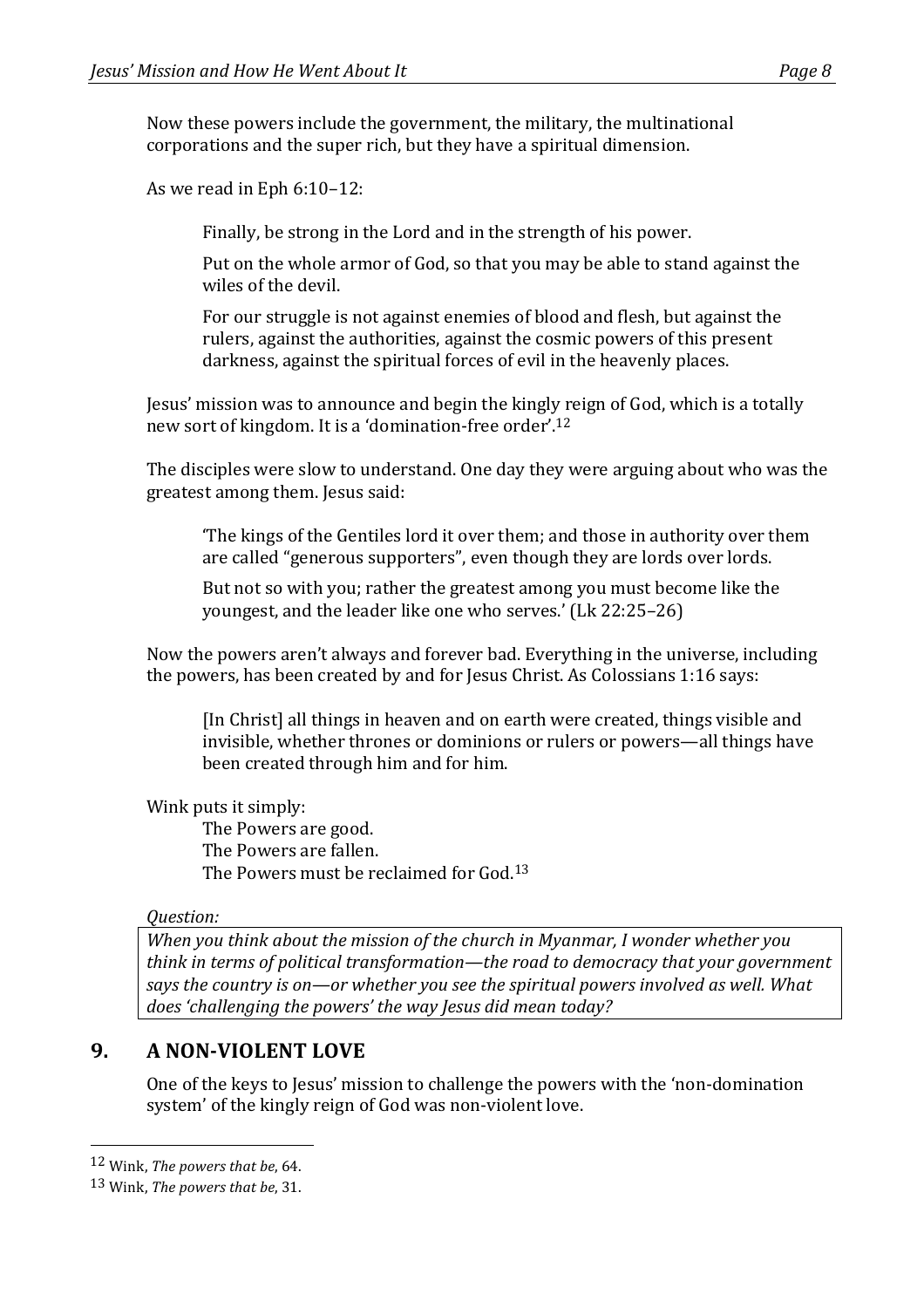Now these powers include the government, the military, the multinational corporations and the super rich, but they have a spiritual dimension.

As we read in Eph 6:10–12:

> Finally, be strong in the Lord and in the strength of his power.
>
> Put on the whole armor of God, so that you may be able to stand against the wiles of the devil.
>
> For our struggle is not against enemies of blood and flesh, but against the rulers, against the authorities, against the cosmic powers of this present darkness, against the spiritual forces of evil in the heavenly places.

Jesus' mission was to announce and begin the kingly reign of God, which is a totally new sort of kingdom. It is a 'domination-free order'.[12]

The disciples were slow to understand. One day they were arguing about who was the greatest among them. Jesus said:

> 'The kings of the Gentiles lord it over them; and those in authority over them are called "generous supporters", even though they are lords over lords.
>
> But not so with you; rather the greatest among you must become like the youngest, and the leader like one who serves.' (Lk 22:25–26)

Now the powers aren't always and forever bad. Everything in the universe, including the powers, has been created by and for Jesus Christ. As Colossians 1:16 says:

> [In Christ] all things in heaven and on earth were created, things visible and invisible, whether thrones or dominions or rulers or powers—all things have been created through him and for him.

Wink puts it simply:

> The Powers are good.
> The Powers are fallen.
> The Powers must be reclaimed for God.[13]

*Question:*

*When you think about the mission of the church in Myanmar, I wonder whether you think in terms of political transformation—the road to democracy that your government says the country is on—or whether you see the spiritual powers involved as well. What does 'challenging the powers' the way Jesus did mean today?*

## 9. A NON-VIOLENT LOVE

One of the keys to Jesus' mission to challenge the powers with the 'non-domination system' of the kingly reign of God was non-violent love.

---

[12] Wink, *The powers that be*, 64.

[13] Wink, *The powers that be*, 31.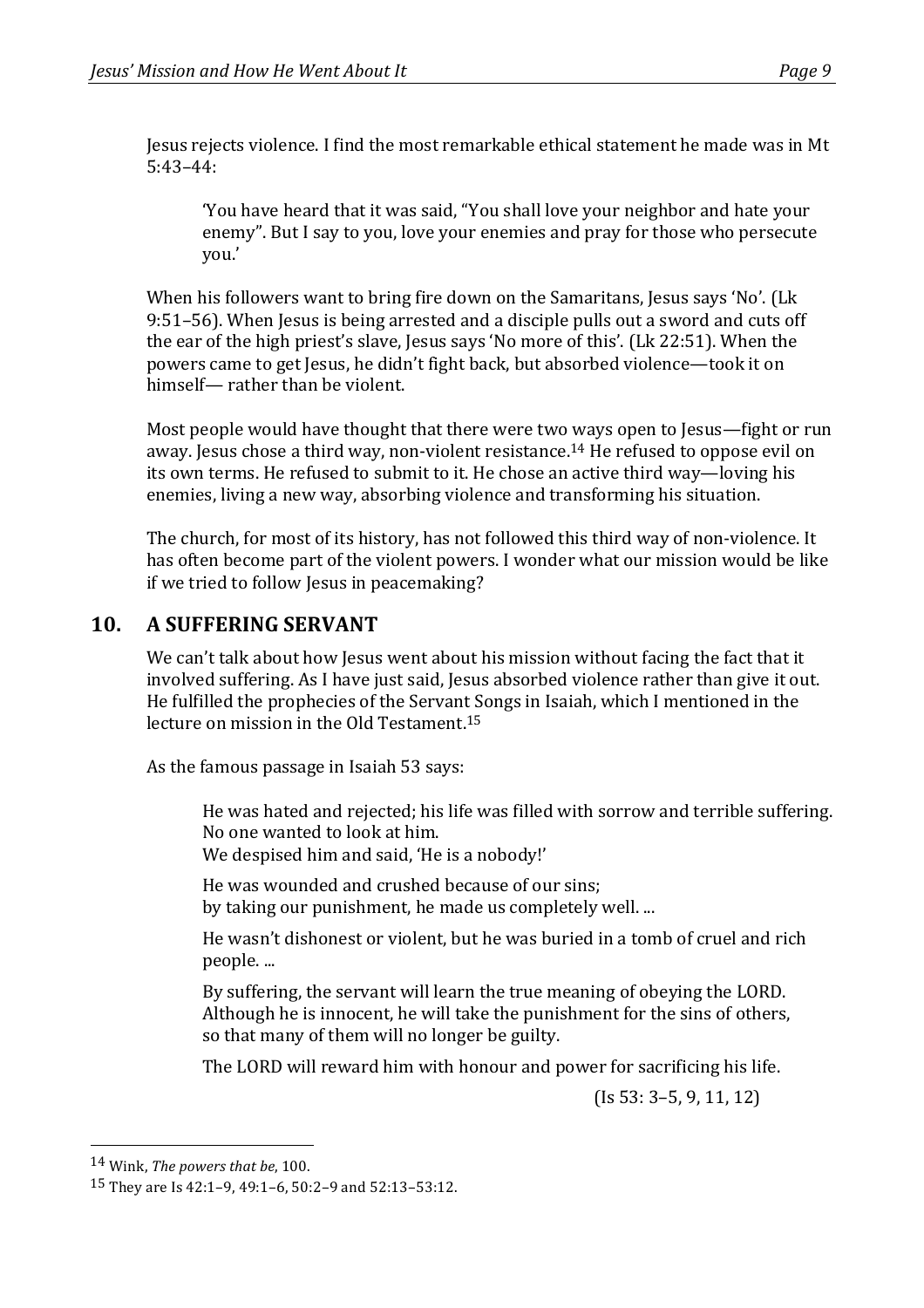Jesus rejects violence. I find the most remarkable ethical statement he made was in Mt 5:43–44:

> 'You have heard that it was said, "You shall love your neighbor and hate your enemy". But I say to you, love your enemies and pray for those who persecute you.'

When his followers want to bring fire down on the Samaritans, Jesus says 'No'. (Lk 9:51–56). When Jesus is being arrested and a disciple pulls out a sword and cuts off the ear of the high priest's slave, Jesus says 'No more of this'. (Lk 22:51). When the powers came to get Jesus, he didn't fight back, but absorbed violence—took it on himself— rather than be violent.

Most people would have thought that there were two ways open to Jesus—fight or run away. Jesus chose a third way, non-violent resistance.[14] He refused to oppose evil on its own terms. He refused to submit to it. He chose an active third way—loving his enemies, living a new way, absorbing violence and transforming his situation.

The church, for most of its history, has not followed this third way of non-violence. It has often become part of the violent powers. I wonder what our mission would be like if we tried to follow Jesus in peacemaking?

## 10. A SUFFERING SERVANT

We can't talk about how Jesus went about his mission without facing the fact that it involved suffering. As I have just said, Jesus absorbed violence rather than give it out. He fulfilled the prophecies of the Servant Songs in Isaiah, which I mentioned in the lecture on mission in the Old Testament.[15]

As the famous passage in Isaiah 53 says:

> He was hated and rejected; his life was filled with sorrow and terrible suffering.
> No one wanted to look at him.
> We despised him and said, 'He is a nobody!'
>
> He was wounded and crushed because of our sins;
> by taking our punishment, he made us completely well. ...
>
> He wasn't dishonest or violent, but he was buried in a tomb of cruel and rich people. ...
>
> By suffering, the servant will learn the true meaning of obeying the LORD.
> Although he is innocent, he will take the punishment for the sins of others,
> so that many of them will no longer be guilty.
>
> The LORD will reward him with honour and power for sacrificing his life.
>
> (Is 53: 3–5, 9, 11, 12)

---

[14] Wink, *The powers that be*, 100.

[15] They are Is 42:1–9, 49:1–6, 50:2–9 and 52:13–53:12.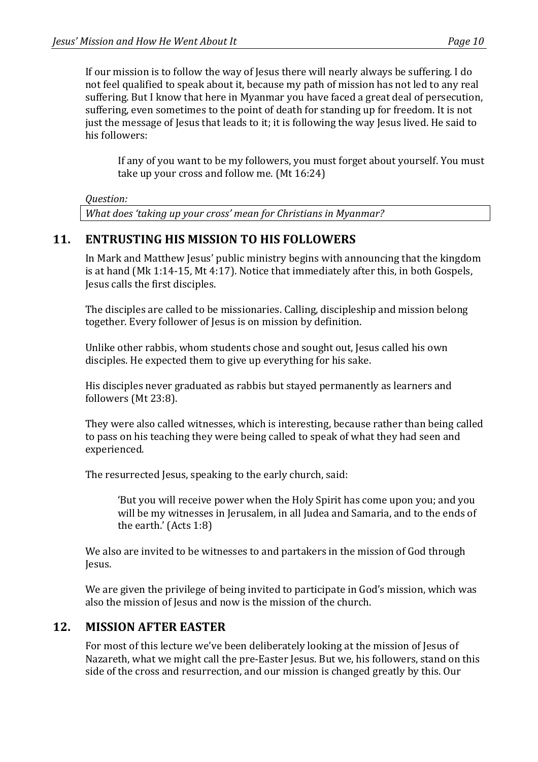If our mission is to follow the way of Jesus there will nearly always be suffering. I do not feel qualified to speak about it, because my path of mission has not led to any real suffering. But I know that here in Myanmar you have faced a great deal of persecution, suffering, even sometimes to the point of death for standing up for freedom. It is not just the message of Jesus that leads to it; it is following the way Jesus lived. He said to his followers:

> If any of you want to be my followers, you must forget about yourself. You must take up your cross and follow me. (Mt 16:24)

*Question:*

| *What does 'taking up your cross' mean for Christians in Myanmar?* |
|---|

## 11. ENTRUSTING HIS MISSION TO HIS FOLLOWERS

In Mark and Matthew Jesus' public ministry begins with announcing that the kingdom is at hand (Mk 1:14-15, Mt 4:17). Notice that immediately after this, in both Gospels, Jesus calls the first disciples.

The disciples are called to be missionaries. Calling, discipleship and mission belong together. Every follower of Jesus is on mission by definition.

Unlike other rabbis, whom students chose and sought out, Jesus called his own disciples. He expected them to give up everything for his sake.

His disciples never graduated as rabbis but stayed permanently as learners and followers (Mt 23:8).

They were also called witnesses, which is interesting, because rather than being called to pass on his teaching they were being called to speak of what they had seen and experienced.

The resurrected Jesus, speaking to the early church, said:

> 'But you will receive power when the Holy Spirit has come upon you; and you will be my witnesses in Jerusalem, in all Judea and Samaria, and to the ends of the earth.' (Acts 1:8)

We also are invited to be witnesses to and partakers in the mission of God through Jesus.

We are given the privilege of being invited to participate in God's mission, which was also the mission of Jesus and now is the mission of the church.

## 12. MISSION AFTER EASTER

For most of this lecture we've been deliberately looking at the mission of Jesus of Nazareth, what we might call the pre-Easter Jesus. But we, his followers, stand on this side of the cross and resurrection, and our mission is changed greatly by this. Our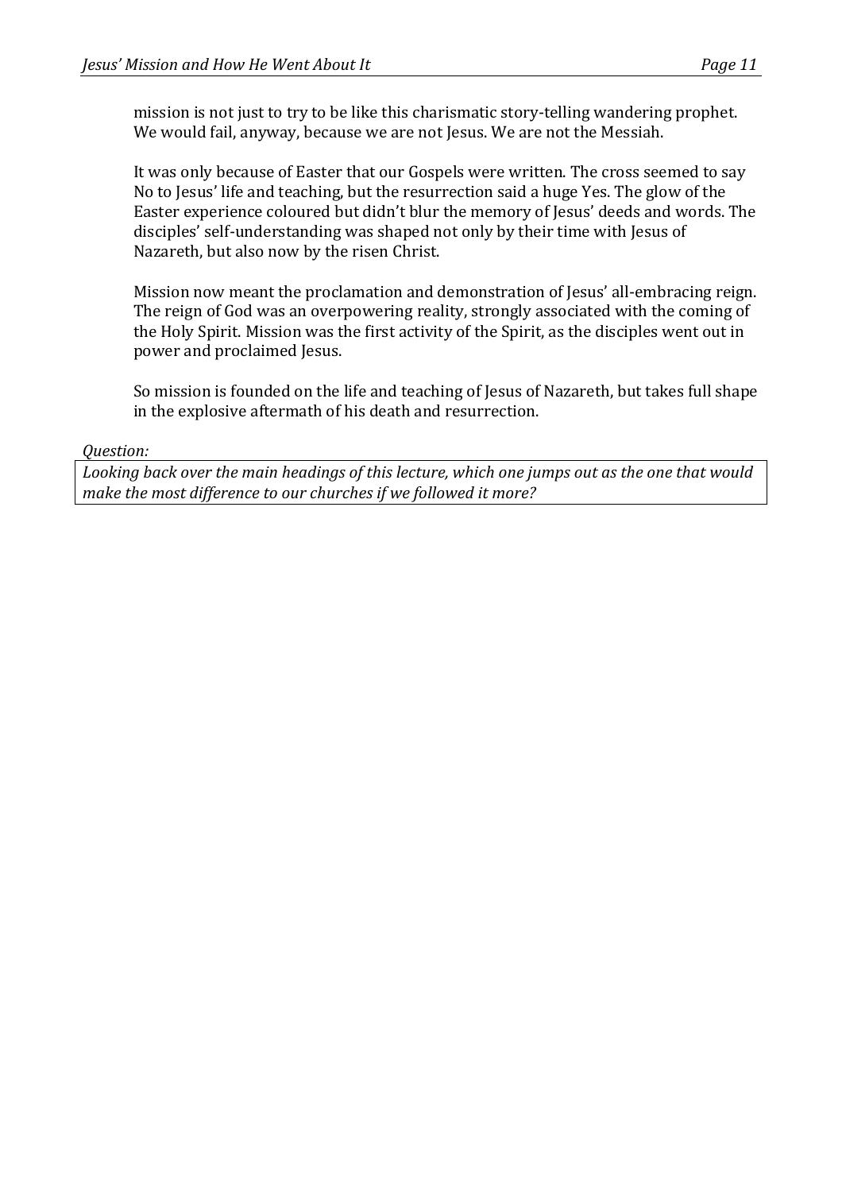mission is not just to try to be like this charismatic story-telling wandering prophet. We would fail, anyway, because we are not Jesus. We are not the Messiah.

It was only because of Easter that our Gospels were written. The cross seemed to say No to Jesus' life and teaching, but the resurrection said a huge Yes. The glow of the Easter experience coloured but didn't blur the memory of Jesus' deeds and words. The disciples' self-understanding was shaped not only by their time with Jesus of Nazareth, but also now by the risen Christ.

Mission now meant the proclamation and demonstration of Jesus' all-embracing reign. The reign of God was an overpowering reality, strongly associated with the coming of the Holy Spirit. Mission was the first activity of the Spirit, as the disciples went out in power and proclaimed Jesus.

So mission is founded on the life and teaching of Jesus of Nazareth, but takes full shape in the explosive aftermath of his death and resurrection.

*Question:*

*Looking back over the main headings of this lecture, which one jumps out as the one that would make the most difference to our churches if we followed it more?*